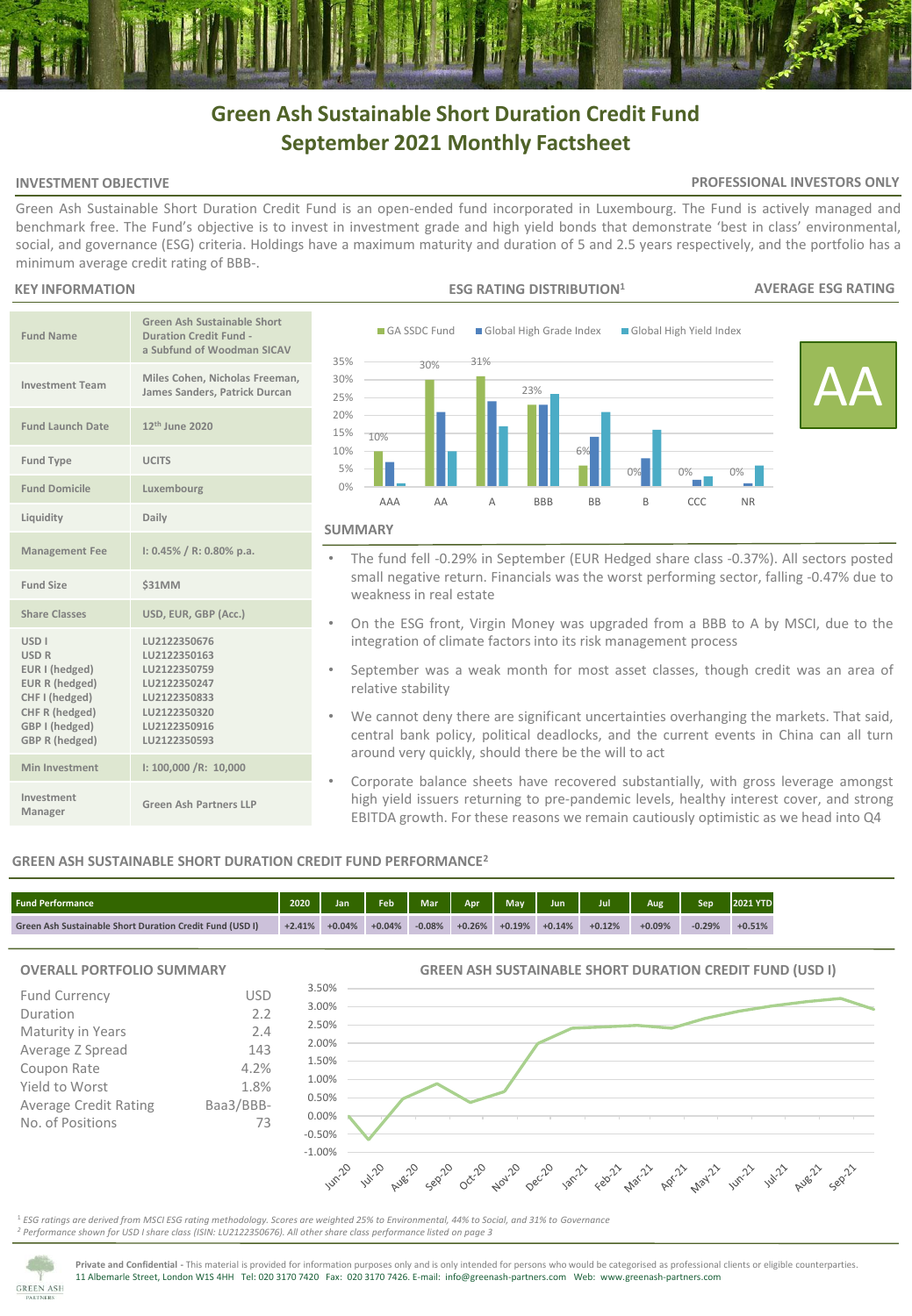# Green Ash Sustainable Short Duration Credit Fund
# September 2021 Monthly Factsheet

**INVESTMENT OBJECTIVE** — **PROFESSIONAL INVESTORS ONLY**

Green Ash Sustainable Short Duration Credit Fund is an open-ended fund incorporated in Luxembourg. The Fund is actively managed and benchmark free. The Fund's objective is to invest in investment grade and high yield bonds that demonstrate 'best in class' environmental, social, and governance (ESG) criteria. Holdings have a maximum maturity and duration of 5 and 2.5 years respectively, and the portfolio has a minimum average credit rating of BBB-.

## KEY INFORMATION

| | |
|---|---|
| Fund Name | Green Ash Sustainable Short Duration Credit Fund - a Subfund of Woodman SICAV |
| Investment Team | Miles Cohen, Nicholas Freeman, James Sanders, Patrick Durcan |
| Fund Launch Date | 12th June 2020 |
| Fund Type | UCITS |
| Fund Domicile | Luxembourg |
| Liquidity | Daily |
| Management Fee | I: 0.45% / R: 0.80% p.a. |
| Fund Size | $31MM |
| Share Classes | USD, EUR, GBP (Acc.) |
| USD I<br>USD R<br>EUR I (hedged)<br>EUR R (hedged)<br>CHF I (hedged)<br>CHF R (hedged)<br>GBP I (hedged)<br>GBP R (hedged) | LU2122350676<br>LU2122350163<br>LU2122350759<br>LU2122350247<br>LU2122350833<br>LU2122350320<br>LU2122350916<br>LU2122350593 |
| Min Investment | I: 100,000 /R: 10,000 |
| Investment Manager | Green Ash Partners LLP |

## ESG RATING DISTRIBUTION[1]

| | AAA | AA | A | BBB | BB | B | CCC | NR |
|---|---|---|---|---|---|---|---|---|
| GA SSDC Fund | 10% | 30% | 31% | 23% | 6% | 0% | 0% | 0% |

## AVERAGE ESG RATING

AA

## SUMMARY

- The fund fell -0.29% in September (EUR Hedged share class -0.37%). All sectors posted small negative return. Financials was the worst performing sector, falling -0.47% due to weakness in real estate
- On the ESG front, Virgin Money was upgraded from a BBB to A by MSCI, due to the integration of climate factors into its risk management process
- September was a weak month for most asset classes, though credit was an area of relative stability
- We cannot deny there are significant uncertainties overhanging the markets. That said, central bank policy, political deadlocks, and the current events in China can all turn around very quickly, should there be the will to act
- Corporate balance sheets have recovered substantially, with gross leverage amongst high yield issuers returning to pre-pandemic levels, healthy interest cover, and strong EBITDA growth. For these reasons we remain cautiously optimistic as we head into Q4

## GREEN ASH SUSTAINABLE SHORT DURATION CREDIT FUND PERFORMANCE[2]

| Fund Performance | 2020 | Jan | Feb | Mar | Apr | May | Jun | Jul | Aug | Sep | 2021 YTD |
|---|---|---|---|---|---|---|---|---|---|---|---|
| Green Ash Sustainable Short Duration Credit Fund (USD I) | +2.41% | +0.04% | +0.04% | -0.08% | +0.26% | +0.19% | +0.14% | +0.12% | +0.09% | -0.29% | +0.51% |

## OVERALL PORTFOLIO SUMMARY

| | |
|---|---|
| Fund Currency | USD |
| Duration | 2.2 |
| Maturity in Years | 2.4 |
| Average Z Spread | 143 |
| Coupon Rate | 4.2% |
| Yield to Worst | 1.8% |
| Average Credit Rating | Baa3/BBB- |
| No. of Positions | 73 |

## GREEN ASH SUSTAINABLE SHORT DURATION CREDIT FUND (USD I)

[1] *ESG ratings are derived from MSCI ESG rating methodology. Scores are weighted 25% to Environmental, 44% to Social, and 31% to Governance*
[2] *Performance shown for USD I share class (ISIN: LU2122350676). All other share class performance listed on page 3*

**Private and Confidential** - This material is provided for information purposes only and is only intended for persons who would be categorised as professional clients or eligible counterparties.
11 Albemarle Street, London W1S 4HH Tel: 020 3170 7420 Fax: 020 3170 7426. E-mail: info@greenash-partners.com Web: www.greenash-partners.com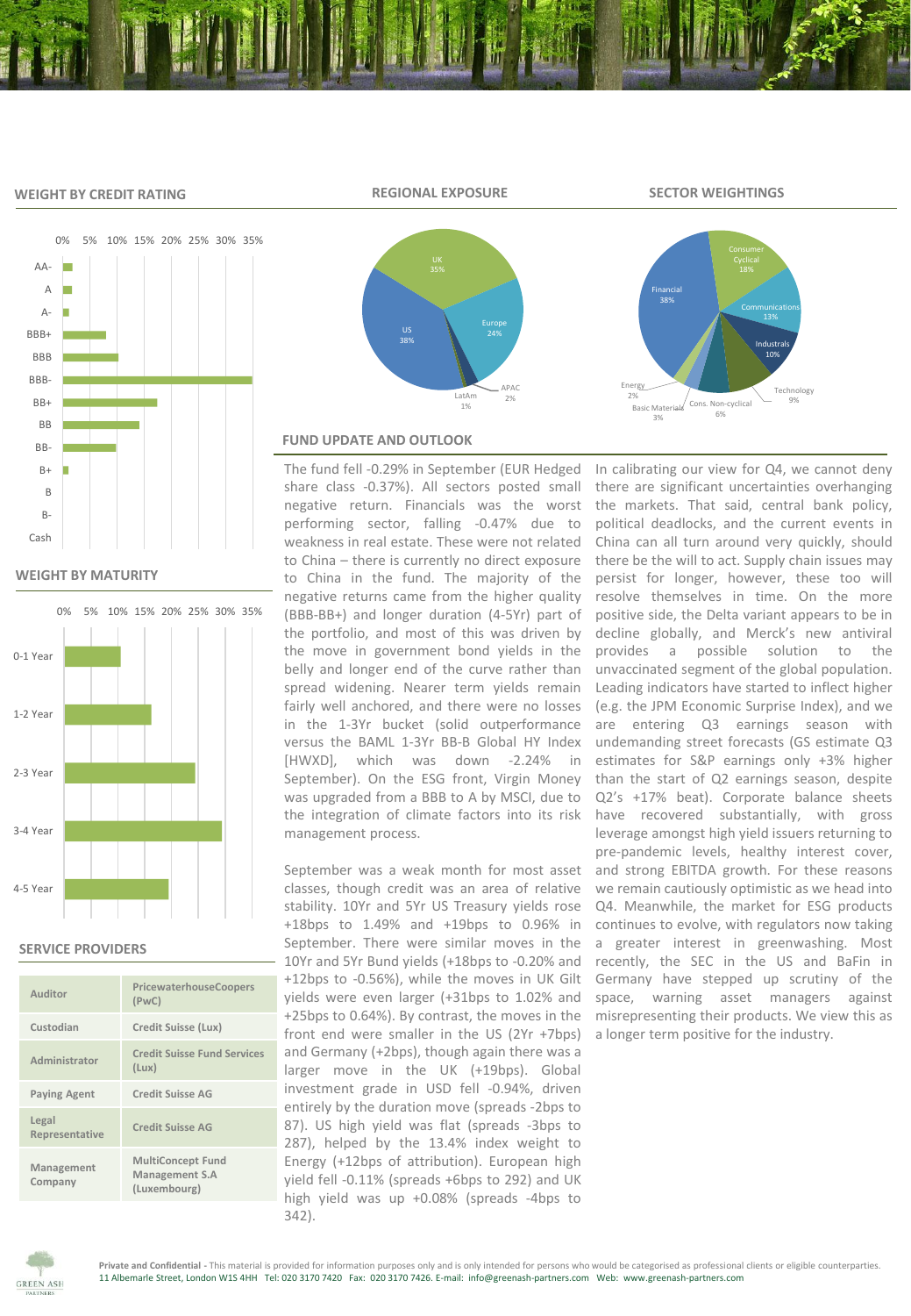## WEIGHT BY CREDIT RATING

## REGIONAL EXPOSURE

## SECTOR WEIGHTINGS

## WEIGHT BY MATURITY

## SERVICE PROVIDERS

| | |
|---|---|
| Auditor | PricewaterhouseCoopers (PwC) |
| Custodian | Credit Suisse (Lux) |
| Administrator | Credit Suisse Fund Services (Lux) |
| Paying Agent | Credit Suisse AG |
| Legal Representative | Credit Suisse AG |
| Management Company | MultiConcept Fund Management S.A (Luxembourg) |

## FUND UPDATE AND OUTLOOK

The fund fell -0.29% in September (EUR Hedged share class -0.37%). All sectors posted small negative return. Financials was the worst performing sector, falling -0.47% due to weakness in real estate. These were not related to China – there is currently no direct exposure to China in the fund. The majority of the negative returns came from the higher quality (BBB-BB+) and longer duration (4-5Yr) part of the portfolio, and most of this was driven by the move in government bond yields in the belly and longer end of the curve rather than spread widening. Nearer term yields remain fairly well anchored, and there were no losses in the 1-3Yr bucket (solid outperformance versus the BAML 1-3Yr BB-B Global HY Index [HWXD], which was down -2.24% in September). On the ESG front, Virgin Money was upgraded from a BBB to A by MSCI, due to the integration of climate factors into its risk management process.

September was a weak month for most asset classes, though credit was an area of relative stability. 10Yr and 5Yr US Treasury yields rose +18bps to 1.49% and +19bps to 0.96% in September. There were similar moves in the 10Yr and 5Yr Bund yields (+18bps to -0.20% and +12bps to -0.56%), while the moves in UK Gilt yields were even larger (+31bps to 1.02% and +25bps to 0.64%). By contrast, the moves in the front end were smaller in the US (2Yr +7bps) and Germany (+2bps), though again there was a larger move in the UK (+19bps). Global investment grade in USD fell -0.94%, driven entirely by the duration move (spreads -2bps to 87). US high yield was flat (spreads -3bps to 287), helped by the 13.4% index weight to Energy (+12bps of attribution). European high yield fell -0.11% (spreads +6bps to 292) and UK high yield was up +0.08% (spreads -4bps to 342).

In calibrating our view for Q4, we cannot deny there are significant uncertainties overhanging the markets. That said, central bank policy, political deadlocks, and the current events in China can all turn around very quickly, should there be the will to act. Supply chain issues may persist for longer, however, these too will resolve themselves in time. On the more positive side, the Delta variant appears to be in decline globally, and Merck's new antiviral provides a possible solution to the unvaccinated segment of the global population. Leading indicators have started to inflect higher (e.g. the JPM Economic Surprise Index), and we are entering Q3 earnings season with undemanding street forecasts (GS estimate Q3 estimates for S&P earnings only +3% higher than the start of Q2 earnings season, despite Q2's +17% beat). Corporate balance sheets have recovered substantially, with gross leverage amongst high yield issuers returning to pre-pandemic levels, healthy interest cover, and strong EBITDA growth. For these reasons we remain cautiously optimistic as we head into Q4. Meanwhile, the market for ESG products continues to evolve, with regulators now taking a greater interest in greenwashing. Most recently, the SEC in the US and BaFin in Germany have stepped up scrutiny of the space, warning asset managers against misrepresenting their products. We view this as a longer term positive for the industry.

**Private and Confidential** - This material is provided for information purposes only and is only intended for persons who would be categorised as professional clients or eligible counterparties.
11 Albemarle Street, London W1S 4HH Tel: 020 3170 7420 Fax: 020 3170 7426. E-mail: info@greenash-partners.com Web: www.greenash-partners.com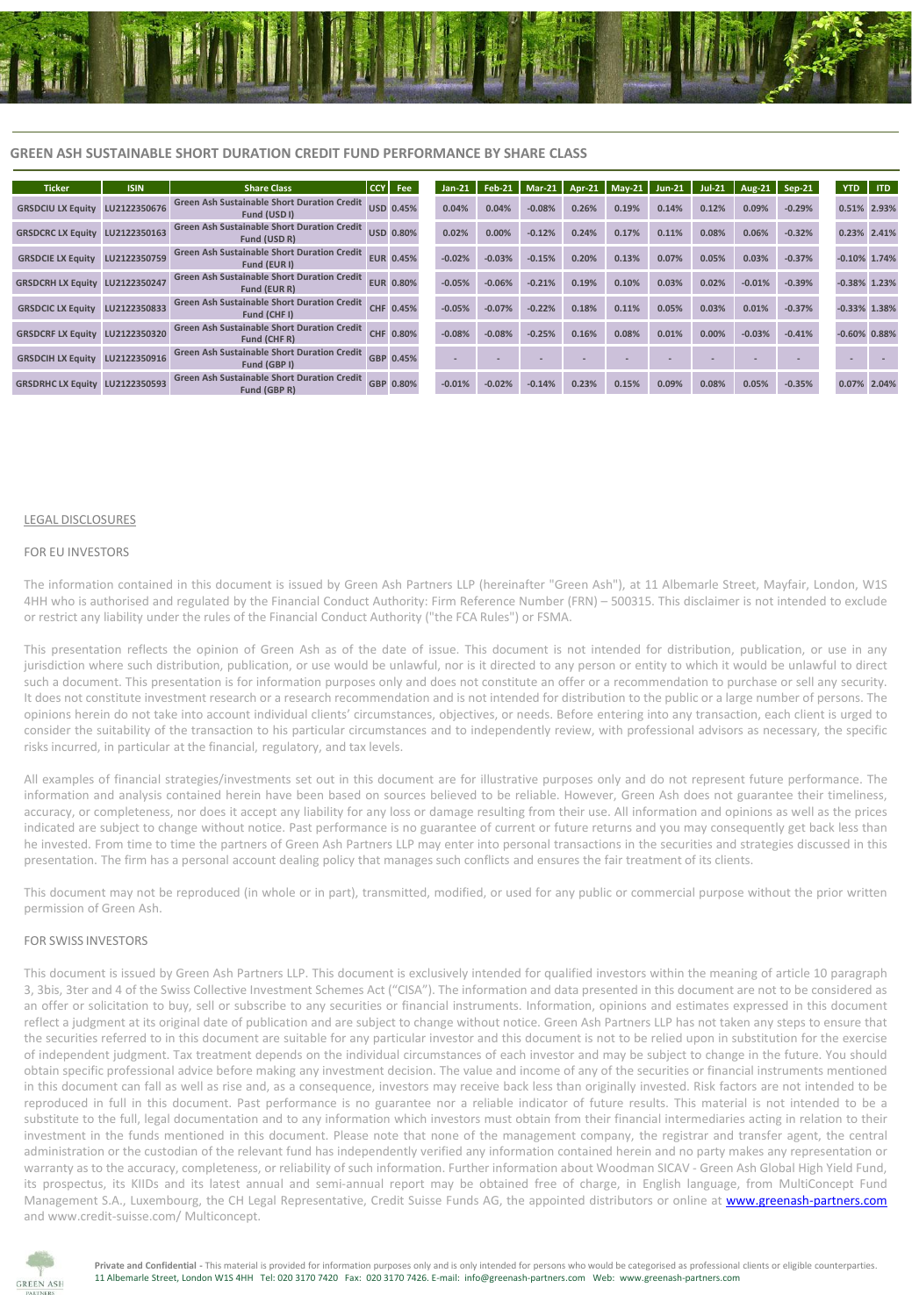## GREEN ASH SUSTAINABLE SHORT DURATION CREDIT FUND PERFORMANCE BY SHARE CLASS

| Ticker | ISIN | Share Class | CCY | Fee | Jan-21 | Feb-21 | Mar-21 | Apr-21 | May-21 | Jun-21 | Jul-21 | Aug-21 | Sep-21 | YTD | ITD |
|---|---|---|---|---|---|---|---|---|---|---|---|---|---|---|---|
| GRSDCIU LX Equity | LU2122350676 | Green Ash Sustainable Short Duration Credit Fund (USD I) | USD | 0.45% | 0.04% | 0.04% | -0.08% | 0.26% | 0.19% | 0.14% | 0.12% | 0.09% | -0.29% | 0.51% | 2.93% |
| GRSDCRC LX Equity | LU2122350163 | Green Ash Sustainable Short Duration Credit Fund (USD R) | USD | 0.80% | 0.02% | 0.00% | -0.12% | 0.24% | 0.17% | 0.11% | 0.08% | 0.06% | -0.32% | 0.23% | 2.41% |
| GRSDCIE LX Equity | LU2122350759 | Green Ash Sustainable Short Duration Credit Fund (EUR I) | EUR | 0.45% | -0.02% | -0.03% | -0.15% | 0.20% | 0.13% | 0.07% | 0.05% | 0.03% | -0.37% | -0.10% | 1.74% |
| GRSDCRH LX Equity | LU2122350247 | Green Ash Sustainable Short Duration Credit Fund (EUR R) | EUR | 0.80% | -0.05% | -0.06% | -0.21% | 0.19% | 0.10% | 0.03% | 0.02% | -0.01% | -0.39% | -0.38% | 1.23% |
| GRSDCIC LX Equity | LU2122350833 | Green Ash Sustainable Short Duration Credit Fund (CHF I) | CHF | 0.45% | -0.05% | -0.07% | -0.22% | 0.18% | 0.11% | 0.05% | 0.03% | 0.01% | -0.37% | -0.33% | 1.38% |
| GRSDCRF LX Equity | LU2122350320 | Green Ash Sustainable Short Duration Credit Fund (CHF R) | CHF | 0.80% | -0.08% | -0.08% | -0.25% | 0.16% | 0.08% | 0.01% | 0.00% | -0.03% | -0.41% | -0.60% | 0.88% |
| GRSDCIH LX Equity | LU2122350916 | Green Ash Sustainable Short Duration Credit Fund (GBP I) | GBP | 0.45% | - | - | - | - | - | - | - | - | - | - | - |
| GRSDRHC LX Equity | LU2122350593 | Green Ash Sustainable Short Duration Credit Fund (GBP R) | GBP | 0.80% | -0.01% | -0.02% | -0.14% | 0.23% | 0.15% | 0.09% | 0.08% | 0.05% | -0.35% | 0.07% | 2.04% |

### LEGAL DISCLOSURES

#### FOR EU INVESTORS

The information contained in this document is issued by Green Ash Partners LLP (hereinafter "Green Ash"), at 11 Albemarle Street, Mayfair, London, W1S 4HH who is authorised and regulated by the Financial Conduct Authority: Firm Reference Number (FRN) – 500315. This disclaimer is not intended to exclude or restrict any liability under the rules of the Financial Conduct Authority ("the FCA Rules") or FSMA.

This presentation reflects the opinion of Green Ash as of the date of issue. This document is not intended for distribution, publication, or use in any jurisdiction where such distribution, publication, or use would be unlawful, nor is it directed to any person or entity to which it would be unlawful to direct such a document. This presentation is for information purposes only and does not constitute an offer or a recommendation to purchase or sell any security. It does not constitute investment research or a research recommendation and is not intended for distribution to the public or a large number of persons. The opinions herein do not take into account individual clients' circumstances, objectives, or needs. Before entering into any transaction, each client is urged to consider the suitability of the transaction to his particular circumstances and to independently review, with professional advisors as necessary, the specific risks incurred, in particular at the financial, regulatory, and tax levels.

All examples of financial strategies/investments set out in this document are for illustrative purposes only and do not represent future performance. The information and analysis contained herein have been based on sources believed to be reliable. However, Green Ash does not guarantee their timeliness, accuracy, or completeness, nor does it accept any liability for any loss or damage resulting from their use. All information and opinions as well as the prices indicated are subject to change without notice. Past performance is no guarantee of current or future returns and you may consequently get back less than he invested. From time to time the partners of Green Ash Partners LLP may enter into personal transactions in the securities and strategies discussed in this presentation. The firm has a personal account dealing policy that manages such conflicts and ensures the fair treatment of its clients.

This document may not be reproduced (in whole or in part), transmitted, modified, or used for any public or commercial purpose without the prior written permission of Green Ash.

#### FOR SWISS INVESTORS

This document is issued by Green Ash Partners LLP. This document is exclusively intended for qualified investors within the meaning of article 10 paragraph 3, 3bis, 3ter and 4 of the Swiss Collective Investment Schemes Act ("CISA"). The information and data presented in this document are not to be considered as an offer or solicitation to buy, sell or subscribe to any securities or financial instruments. Information, opinions and estimates expressed in this document reflect a judgment at its original date of publication and are subject to change without notice. Green Ash Partners LLP has not taken any steps to ensure that the securities referred to in this document are suitable for any particular investor and this document is not to be relied upon in substitution for the exercise of independent judgment. Tax treatment depends on the individual circumstances of each investor and may be subject to change in the future. You should obtain specific professional advice before making any investment decision. The value and income of any of the securities or financial instruments mentioned in this document can fall as well as rise and, as a consequence, investors may receive back less than originally invested. Risk factors are not intended to be reproduced in full in this document. Past performance is no guarantee nor a reliable indicator of future results. This material is not intended to be a substitute to the full, legal documentation and to any information which investors must obtain from their financial intermediaries acting in relation to their investment in the funds mentioned in this document. Please note that none of the management company, the registrar and transfer agent, the central administration or the custodian of the relevant fund has independently verified any information contained herein and no party makes any representation or warranty as to the accuracy, completeness, or reliability of such information. Further information about Woodman SICAV - Green Ash Global High Yield Fund, its prospectus, its KIIDs and its latest annual and semi-annual report may be obtained free of charge, in English language, from MultiConcept Fund Management S.A., Luxembourg, the CH Legal Representative, Credit Suisse Funds AG, the appointed distributors or online at www.greenash-partners.com and www.credit-suisse.com/ Multiconcept.

**Private and Confidential -** This material is provided for information purposes only and is only intended for persons who would be categorised as professional clients or eligible counterparties.
11 Albemarle Street, London W1S 4HH Tel: 020 3170 7420 Fax: 020 3170 7426. E-mail: info@greenash-partners.com Web: www.greenash-partners.com